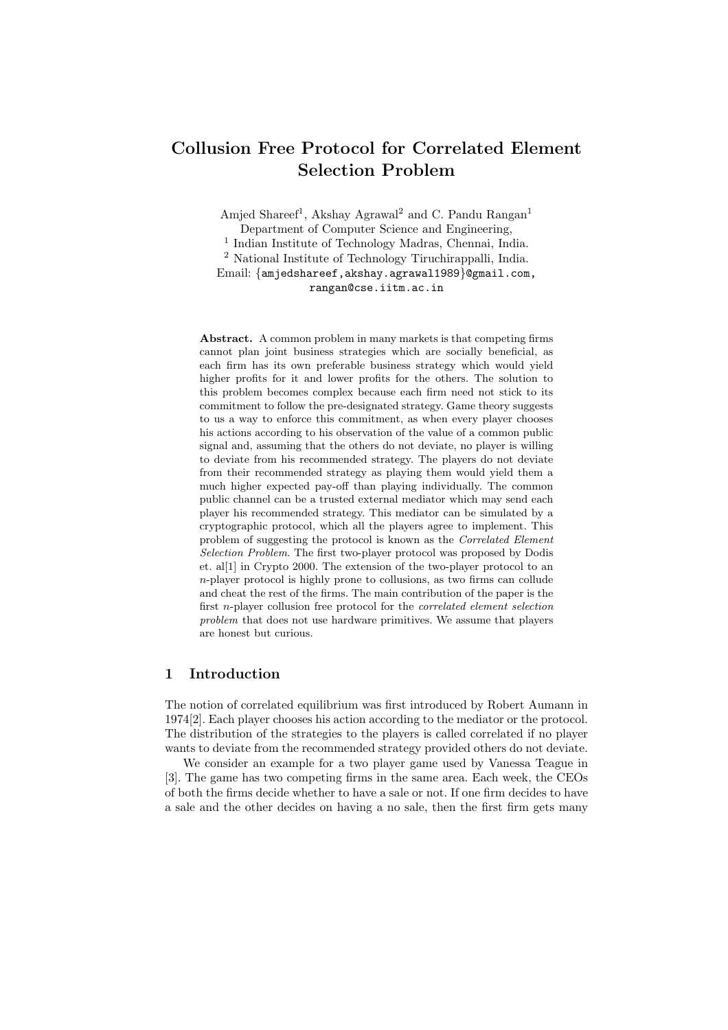# Collusion Free Protocol for Correlated Element Selection Problem

Amjed Shareef[1], Akshay Agrawal[2] and C. Pandu Rangan[1]
Department of Computer Science and Engineering,
[1] Indian Institute of Technology Madras, Chennai, India.
[2] National Institute of Technology Tiruchirappalli, India.
Email: {amjedshareef,akshay.agrawal1989}@gmail.com, rangan@cse.iitm.ac.in

**Abstract.** A common problem in many markets is that competing firms cannot plan joint business strategies which are socially beneficial, as each firm has its own preferable business strategy which would yield higher profits for it and lower profits for the others. The solution to this problem becomes complex because each firm need not stick to its commitment to follow the pre-designated strategy. Game theory suggests to us a way to enforce this commitment, as when every player chooses his actions according to his observation of the value of a common public signal and, assuming that the others do not deviate, no player is willing to deviate from his recommended strategy. The players do not deviate from their recommended strategy as playing them would yield them a much higher expected pay-off than playing individually. The common public channel can be a trusted external mediator which may send each player his recommended strategy. This mediator can be simulated by a cryptographic protocol, which all the players agree to implement. This problem of suggesting the protocol is known as the *Correlated Element Selection Problem*. The first two-player protocol was proposed by Dodis et. al[1] in Crypto 2000. The extension of the two-player protocol to an $n$-player protocol is highly prone to collusions, as two firms can collude and cheat the rest of the firms. The main contribution of the paper is the first $n$-player collusion free protocol for the *correlated element selection problem* that does not use hardware primitives. We assume that players are honest but curious.

## 1 Introduction

The notion of correlated equilibrium was first introduced by Robert Aumann in 1974[2]. Each player chooses his action according to the mediator or the protocol. The distribution of the strategies to the players is called correlated if no player wants to deviate from the recommended strategy provided others do not deviate.

We consider an example for a two player game used by Vanessa Teague in [3]. The game has two competing firms in the same area. Each week, the CEOs of both the firms decide whether to have a sale or not. If one firm decides to have a sale and the other decides on having a no sale, then the first firm gets many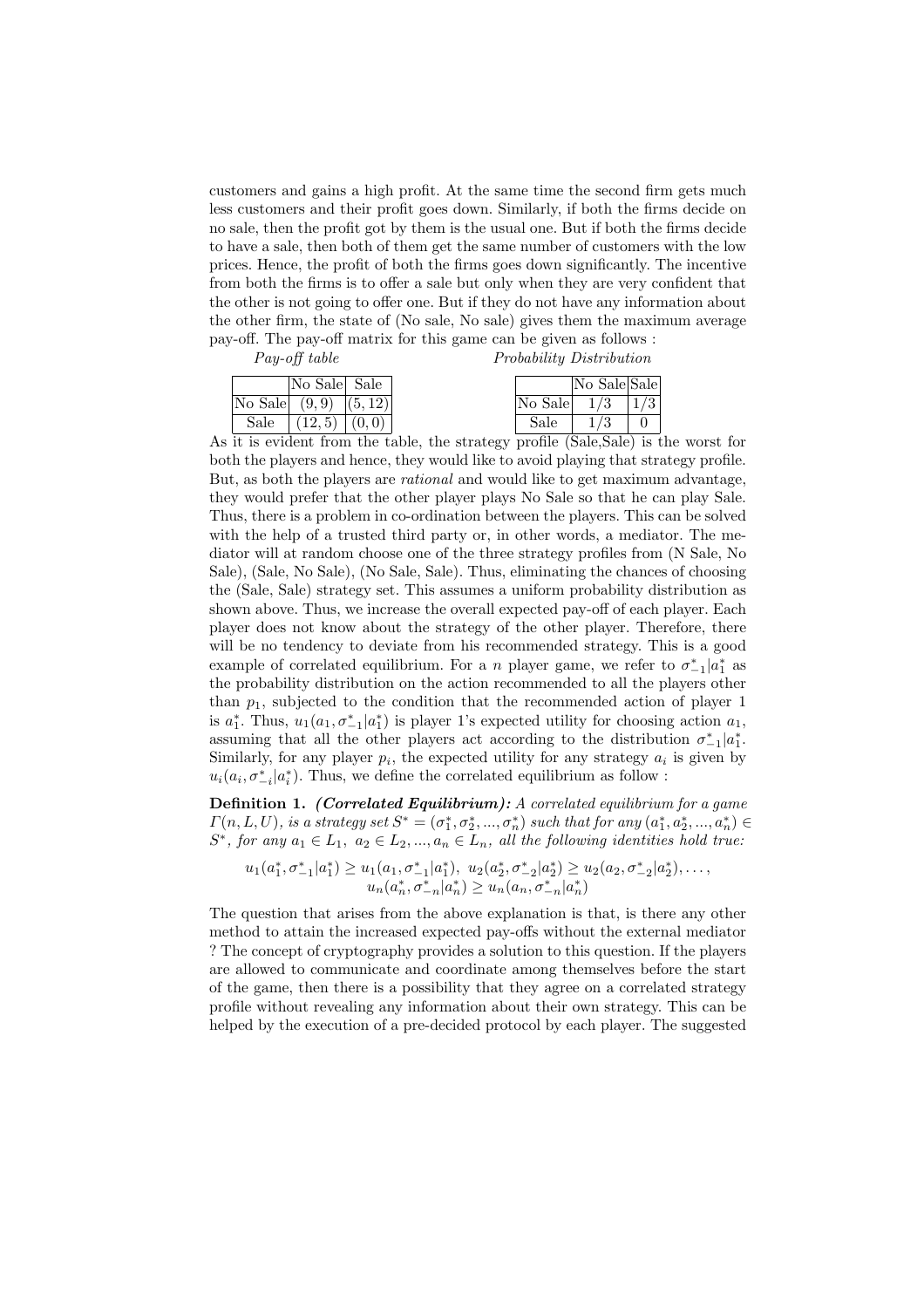customers and gains a high profit. At the same time the second firm gets much less customers and their profit goes down. Similarly, if both the firms decide on no sale, then the profit got by them is the usual one. But if both the firms decide to have a sale, then both of them get the same number of customers with the low prices. Hence, the profit of both the firms goes down significantly. The incentive from both the firms is to offer a sale but only when they are very confident that the other is not going to offer one. But if they do not have any information about the other firm, the state of (No sale, No sale) gives them the maximum average pay-off. The pay-off matrix for this game can be given as follows :

*Pay-off table*

| | No Sale | Sale |
|---|---|---|
| No Sale | $(9, 9)$ | $(5, 12)$ |
| Sale | $(12, 5)$ | $(0, 0)$ |

*Probability Distribution*

| | No Sale | Sale |
|---|---|---|
| No Sale | $1/3$ | $1/3$ |
| Sale | $1/3$ | $0$ |

As it is evident from the table, the strategy profile (Sale,Sale) is the worst for both the players and hence, they would like to avoid playing that strategy profile. But, as both the players are *rational* and would like to get maximum advantage, they would prefer that the other player plays No Sale so that he can play Sale. Thus, there is a problem in co-ordination between the players. This can be solved with the help of a trusted third party or, in other words, a mediator. The mediator will at random choose one of the three strategy profiles from (N Sale, No Sale), (Sale, No Sale), (No Sale, Sale). Thus, eliminating the chances of choosing the (Sale, Sale) strategy set. This assumes a uniform probability distribution as shown above. Thus, we increase the overall expected pay-off of each player. Each player does not know about the strategy of the other player. Therefore, there will be no tendency to deviate from his recommended strategy. This is a good example of correlated equilibrium. For a $n$ player game, we refer to $\sigma^*_{-1}|a^*_1$ as the probability distribution on the action recommended to all the players other than $p_1$, subjected to the condition that the recommended action of player 1 is $a^*_1$. Thus, $u_1(a_1, \sigma^*_{-1}|a^*_1)$ is player 1's expected utility for choosing action $a_1$, assuming that all the other players act according to the distribution $\sigma^*_{-1}|a^*_1$. Similarly, for any player $p_i$, the expected utility for any strategy $a_i$ is given by $u_i(a_i, \sigma^*_{-i}|a^*_i)$. Thus, we define the correlated equilibrium as follow :

**Definition 1.** ***(Correlated Equilibrium):*** *A correlated equilibrium for a game $\Gamma(n, L, U)$, is a strategy set $S^* = (\sigma^*_1, \sigma^*_2, ..., \sigma^*_n)$ such that for any $(a^*_1, a^*_2, ..., a^*_n) \in S^*$, for any $a_1 \in L_1,\ a_2 \in L_2, ..., a_n \in L_n$, all the following identities hold true:*

$$u_1(a^*_1, \sigma^*_{-1}|a^*_1) \geq u_1(a_1, \sigma^*_{-1}|a^*_1),\ u_2(a^*_2, \sigma^*_{-2}|a^*_2) \geq u_2(a_2, \sigma^*_{-2}|a^*_2), \ldots,$$
$$u_n(a^*_n, \sigma^*_{-n}|a^*_n) \geq u_n(a_n, \sigma^*_{-n}|a^*_n)$$

The question that arises from the above explanation is that, is there any other method to attain the increased expected pay-offs without the external mediator ? The concept of cryptography provides a solution to this question. If the players are allowed to communicate and coordinate among themselves before the start of the game, then there is a possibility that they agree on a correlated strategy profile without revealing any information about their own strategy. This can be helped by the execution of a pre-decided protocol by each player. The suggested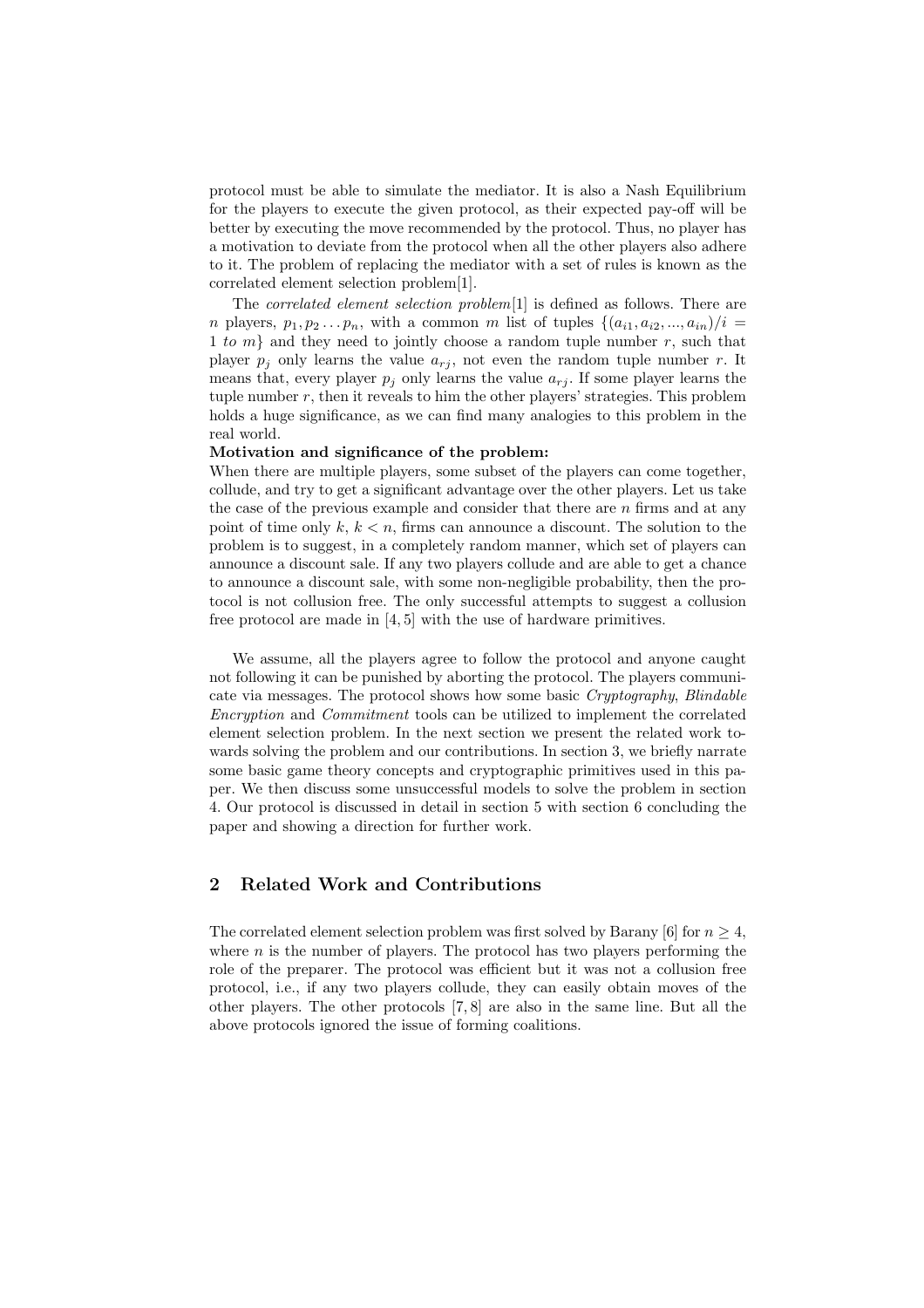protocol must be able to simulate the mediator. It is also a Nash Equilibrium for the players to execute the given protocol, as their expected pay-off will be better by executing the move recommended by the protocol. Thus, no player has a motivation to deviate from the protocol when all the other players also adhere to it. The problem of replacing the mediator with a set of rules is known as the correlated element selection problem[1].

The *correlated element selection problem*[1] is defined as follows. There are $n$ players, $p_1, p_2 \dots p_n$, with a common $m$ list of tuples $\{(a_{i1}, a_{i2}, ..., a_{in})/i = 1 \ to \ m\}$ and they need to jointly choose a random tuple number $r$, such that player $p_j$ only learns the value $a_{rj}$, not even the random tuple number $r$. It means that, every player $p_j$ only learns the value $a_{rj}$. If some player learns the tuple number $r$, then it reveals to him the other players' strategies. This problem holds a huge significance, as we can find many analogies to this problem in the real world.

**Motivation and significance of the problem:**
When there are multiple players, some subset of the players can come together, collude, and try to get a significant advantage over the other players. Let us take the case of the previous example and consider that there are $n$ firms and at any point of time only $k$, $k < n$, firms can announce a discount. The solution to the problem is to suggest, in a completely random manner, which set of players can announce a discount sale. If any two players collude and are able to get a chance to announce a discount sale, with some non-negligible probability, then the protocol is not collusion free. The only successful attempts to suggest a collusion free protocol are made in [4, 5] with the use of hardware primitives.

We assume, all the players agree to follow the protocol and anyone caught not following it can be punished by aborting the protocol. The players communicate via messages. The protocol shows how some basic *Cryptography*, *Blindable Encryption* and *Commitment* tools can be utilized to implement the correlated element selection problem. In the next section we present the related work towards solving the problem and our contributions. In section 3, we briefly narrate some basic game theory concepts and cryptographic primitives used in this paper. We then discuss some unsuccessful models to solve the problem in section 4. Our protocol is discussed in detail in section 5 with section 6 concluding the paper and showing a direction for further work.

## 2 Related Work and Contributions

The correlated element selection problem was first solved by Barany [6] for $n \geq 4$, where $n$ is the number of players. The protocol has two players performing the role of the preparer. The protocol was efficient but it was not a collusion free protocol, i.e., if any two players collude, they can easily obtain moves of the other players. The other protocols [7, 8] are also in the same line. But all the above protocols ignored the issue of forming coalitions.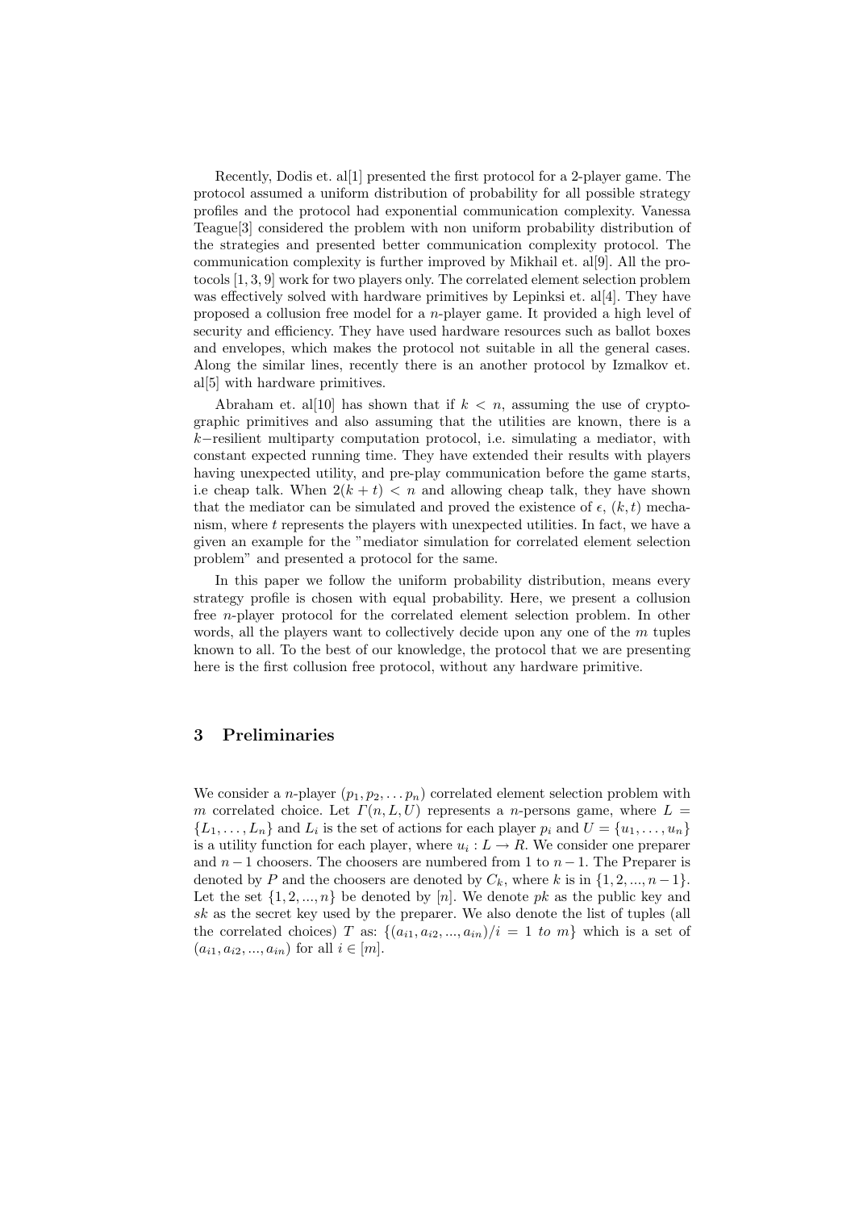Recently, Dodis et. al[1] presented the first protocol for a 2-player game. The protocol assumed a uniform distribution of probability for all possible strategy profiles and the protocol had exponential communication complexity. Vanessa Teague[3] considered the problem with non uniform probability distribution of the strategies and presented better communication complexity protocol. The communication complexity is further improved by Mikhail et. al[9]. All the protocols [1, 3, 9] work for two players only. The correlated element selection problem was effectively solved with hardware primitives by Lepinksi et. al[4]. They have proposed a collusion free model for a $n$-player game. It provided a high level of security and efficiency. They have used hardware resources such as ballot boxes and envelopes, which makes the protocol not suitable in all the general cases. Along the similar lines, recently there is an another protocol by Izmalkov et. al[5] with hardware primitives.

Abraham et. al[10] has shown that if $k < n$, assuming the use of cryptographic primitives and also assuming that the utilities are known, there is a $k-$resilient multiparty computation protocol, i.e. simulating a mediator, with constant expected running time. They have extended their results with players having unexpected utility, and pre-play communication before the game starts, i.e cheap talk. When $2(k + t) < n$ and allowing cheap talk, they have shown that the mediator can be simulated and proved the existence of $\epsilon$, $(k, t)$ mechanism, where $t$ represents the players with unexpected utilities. In fact, we have a given an example for the "mediator simulation for correlated element selection problem" and presented a protocol for the same.

In this paper we follow the uniform probability distribution, means every strategy profile is chosen with equal probability. Here, we present a collusion free $n$-player protocol for the correlated element selection problem. In other words, all the players want to collectively decide upon any one of the $m$ tuples known to all. To the best of our knowledge, the protocol that we are presenting here is the first collusion free protocol, without any hardware primitive.

## 3 Preliminaries

We consider a $n$-player $(p_1, p_2, \ldots p_n)$ correlated element selection problem with $m$ correlated choice. Let $\Gamma(n, L, U)$ represents a $n$-persons game, where $L = \{L_1, \ldots, L_n\}$ and $L_i$ is the set of actions for each player $p_i$ and $U = \{u_1, \ldots, u_n\}$ is a utility function for each player, where $u_i : L \rightarrow R$. We consider one preparer and $n - 1$ choosers. The choosers are numbered from 1 to $n - 1$. The Preparer is denoted by $P$ and the choosers are denoted by $C_k$, where $k$ is in $\{1, 2, ..., n-1\}$. Let the set $\{1, 2, ..., n\}$ be denoted by $[n]$. We denote $pk$ as the public key and $sk$ as the secret key used by the preparer. We also denote the list of tuples (all the correlated choices) $T$ as: $\{(a_{i1}, a_{i2}, ..., a_{in})/i = 1 \ to \ m\}$ which is a set of $(a_{i1}, a_{i2}, ..., a_{in})$ for all $i \in [m]$.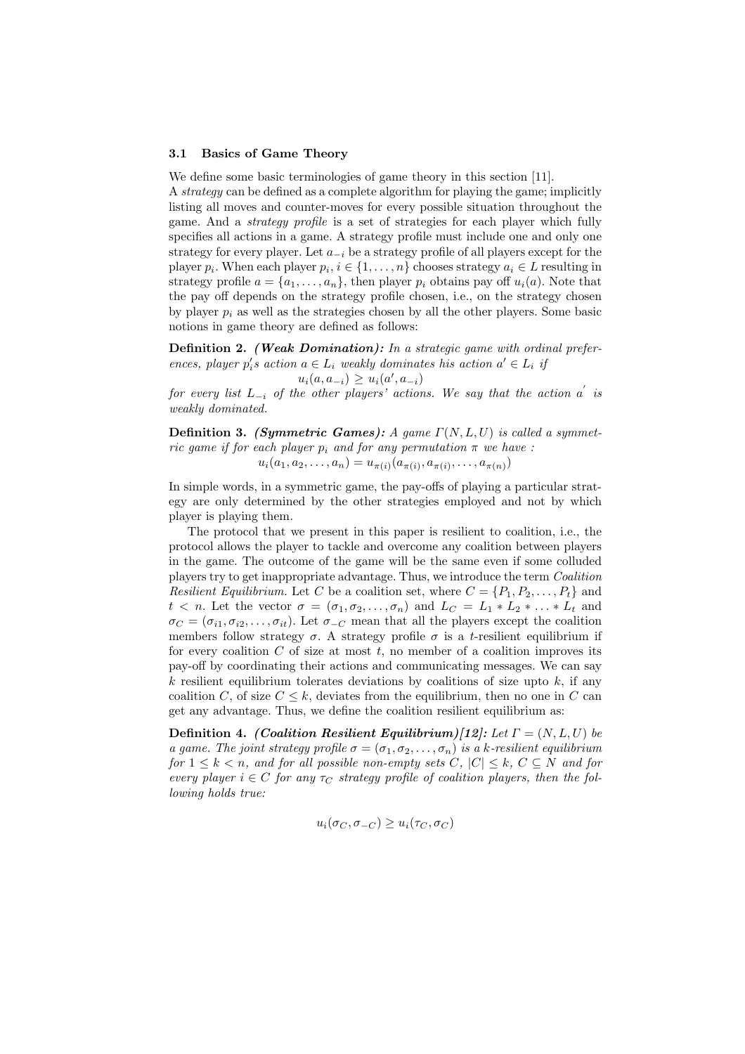### 3.1 Basics of Game Theory

We define some basic terminologies of game theory in this section [11].

A *strategy* can be defined as a complete algorithm for playing the game; implicitly listing all moves and counter-moves for every possible situation throughout the game. And a *strategy profile* is a set of strategies for each player which fully specifies all actions in a game. A strategy profile must include one and only one strategy for every player. Let $a_{-i}$ be a strategy profile of all players except for the player $p_i$. When each player $p_i, i \in \{1, \ldots, n\}$ chooses strategy $a_i \in L$ resulting in strategy profile $a = \{a_1, \ldots, a_n\}$, then player $p_i$ obtains pay off $u_i(a)$. Note that the pay off depends on the strategy profile chosen, i.e., on the strategy chosen by player $p_i$ as well as the strategies chosen by all the other players. Some basic notions in game theory are defined as follows:

**Definition 2.** ***(Weak Domination):*** *In a strategic game with ordinal preferences, player $p_i'$s action $a \in L_i$ weakly dominates his action $a' \in L_i$ if*

$$u_i(a, a_{-i}) \geq u_i(a', a_{-i})$$

*for every list $L_{-i}$ of the other players' actions. We say that the action $a^{'}$ is weakly dominated.*

**Definition 3.** ***(Symmetric Games):*** *A game $\Gamma(N, L, U)$ is called a symmetric game if for each player $p_i$ and for any permutation $\pi$ we have :*

$$u_i(a_1, a_2, \ldots, a_n) = u_{\pi(i)}(a_{\pi(i)}, a_{\pi(i)}, \ldots, a_{\pi(n)})$$

In simple words, in a symmetric game, the pay-offs of playing a particular strategy are only determined by the other strategies employed and not by which player is playing them.

The protocol that we present in this paper is resilient to coalition, i.e., the protocol allows the player to tackle and overcome any coalition between players in the game. The outcome of the game will be the same even if some colluded players try to get inappropriate advantage. Thus, we introduce the term *Coalition Resilient Equilibrium.* Let $C$ be a coalition set, where $C = \{P_1, P_2, \ldots, P_t\}$ and $t < n$. Let the vector $\sigma = (\sigma_1, \sigma_2, \ldots, \sigma_n)$ and $L_C = L_1 * L_2 * \ldots * L_t$ and $\sigma_C = (\sigma_{i1}, \sigma_{i2}, \ldots, \sigma_{it})$. Let $\sigma_{-C}$ mean that all the players except the coalition members follow strategy $\sigma$. A strategy profile $\sigma$ is a $t$-resilient equilibrium if for every coalition $C$ of size at most $t$, no member of a coalition improves its pay-off by coordinating their actions and communicating messages. We can say $k$ resilient equilibrium tolerates deviations by coalitions of size upto $k$, if any coalition $C$, of size $C \leq k$, deviates from the equilibrium, then no one in $C$ can get any advantage. Thus, we define the coalition resilient equilibrium as:

**Definition 4.** ***(Coalition Resilient Equilibrium)[12]:*** *Let $\Gamma = (N, L, U)$ be a game. The joint strategy profile $\sigma = (\sigma_1, \sigma_2, \ldots, \sigma_n)$ is a $k$-resilient equilibrium for $1 \leq k < n$, and for all possible non-empty sets $C$, $|C| \leq k$, $C \subseteq N$ and for every player $i \in C$ for any $\tau_C$ strategy profile of coalition players, then the following holds true:*

$$u_i(\sigma_C, \sigma_{-C}) \geq u_i(\tau_C, \sigma_C)$$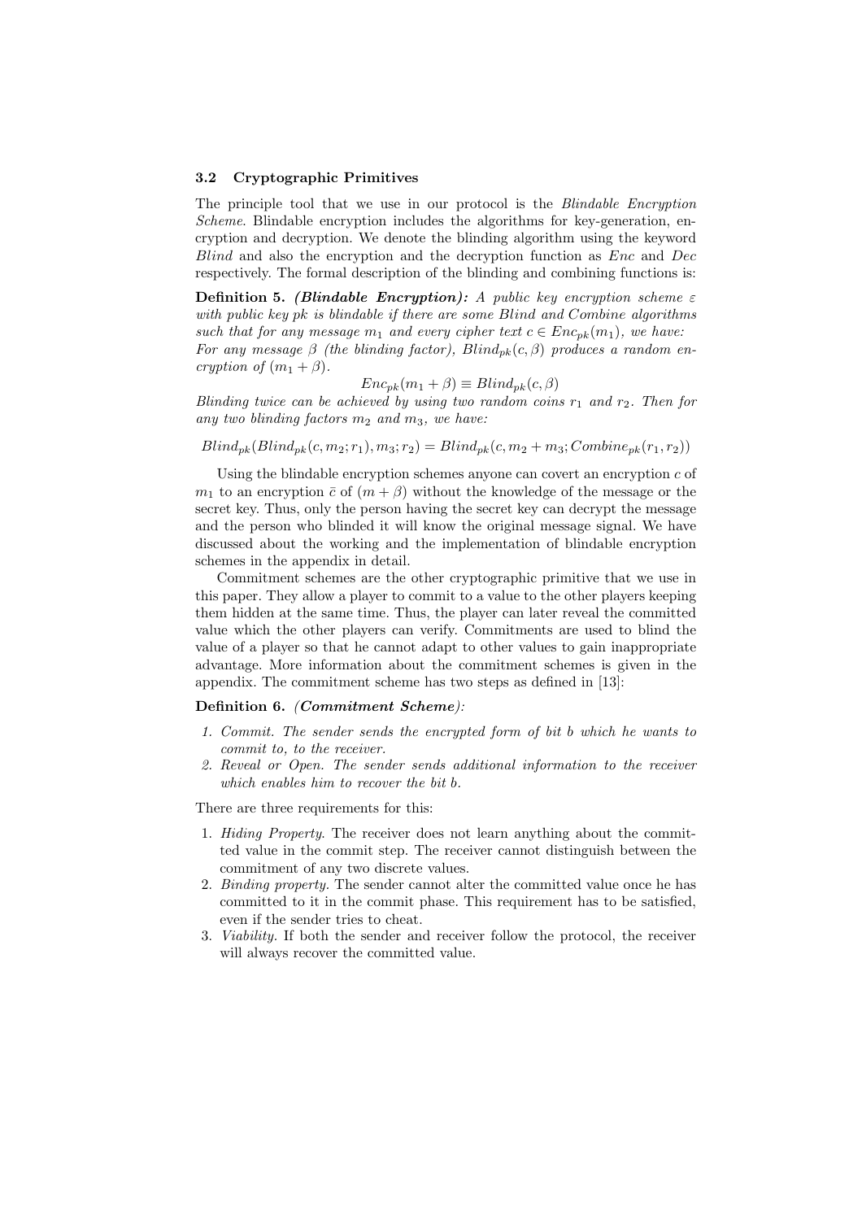### 3.2 Cryptographic Primitives

The principle tool that we use in our protocol is the *Blindable Encryption Scheme*. Blindable encryption includes the algorithms for key-generation, encryption and decryption. We denote the blinding algorithm using the keyword *Blind* and also the encryption and the decryption function as *Enc* and *Dec* respectively. The formal description of the blinding and combining functions is:

**Definition 5.** ***(Blindable Encryption):*** *A public key encryption scheme $\varepsilon$ with public key pk is blindable if there are some Blind and Combine algorithms such that for any message $m_1$ and every cipher text $c \in Enc_{pk}(m_1)$, we have: For any message $\beta$ (the blinding factor), $Blind_{pk}(c, \beta)$ produces a random encryption of $(m_1 + \beta)$.*

$$Enc_{pk}(m_1 + \beta) \equiv Blind_{pk}(c, \beta)$$

*Blinding twice can be achieved by using two random coins $r_1$ and $r_2$. Then for any two blinding factors $m_2$ and $m_3$, we have:*

$$Blind_{pk}(Blind_{pk}(c, m_2; r_1), m_3; r_2) = Blind_{pk}(c, m_2 + m_3; Combine_{pk}(r_1, r_2))$$

Using the blindable encryption schemes anyone can covert an encryption $c$ of $m_1$ to an encryption $\bar{c}$ of $(m + \beta)$ without the knowledge of the message or the secret key. Thus, only the person having the secret key can decrypt the message and the person who blinded it will know the original message signal. We have discussed about the working and the implementation of blindable encryption schemes in the appendix in detail.

Commitment schemes are the other cryptographic primitive that we use in this paper. They allow a player to commit to a value to the other players keeping them hidden at the same time. Thus, the player can later reveal the committed value which the other players can verify. Commitments are used to blind the value of a player so that he cannot adapt to other values to gain inappropriate advantage. More information about the commitment schemes is given in the appendix. The commitment scheme has two steps as defined in [13]:

**Definition 6.** ***(Commitment Scheme):***

1. *Commit. The sender sends the encrypted form of bit b which he wants to commit to, to the receiver.*
2. *Reveal or Open. The sender sends additional information to the receiver which enables him to recover the bit b.*

There are three requirements for this:

1. *Hiding Property*. The receiver does not learn anything about the committed value in the commit step. The receiver cannot distinguish between the commitment of any two discrete values.
2. *Binding property*. The sender cannot alter the committed value once he has committed to it in the commit phase. This requirement has to be satisfied, even if the sender tries to cheat.
3. *Viability*. If both the sender and receiver follow the protocol, the receiver will always recover the committed value.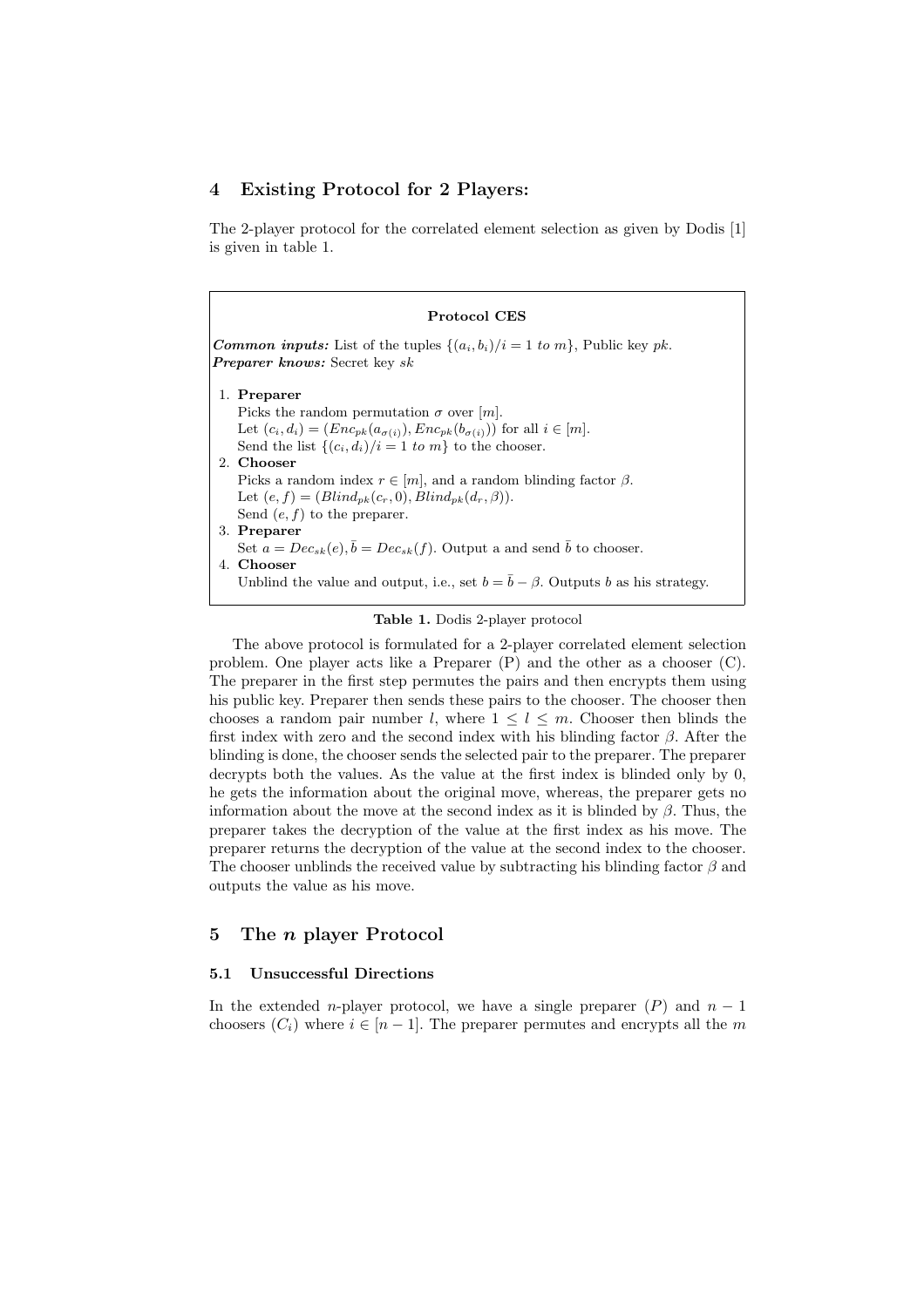## 4 Existing Protocol for 2 Players:

The 2-player protocol for the correlated element selection as given by Dodis [1] is given in table 1.

**Protocol CES**

***Common inputs:*** List of the tuples $\{(a_i, b_i)/i = 1 \text{ to } m\}$, Public key $pk$.
***Preparer knows:*** Secret key $sk$

1. **Preparer**
   Picks the random permutation $\sigma$ over $[m]$.
   Let $(c_i, d_i) = (Enc_{pk}(a_{\sigma(i)}), Enc_{pk}(b_{\sigma(i)}))$ for all $i \in [m]$.
   Send the list $\{(c_i, d_i)/i = 1 \text{ to } m\}$ to the chooser.
2. **Chooser**
   Picks a random index $r \in [m]$, and a random blinding factor $\beta$.
   Let $(e, f) = (Blind_{pk}(c_r, 0), Blind_{pk}(d_r, \beta))$.
   Send $(e, f)$ to the preparer.
3. **Preparer**
   Set $a = Dec_{sk}(e), \bar{b} = Dec_{sk}(f)$. Output a and send $\bar{b}$ to chooser.
4. **Chooser**
   Unblind the value and output, i.e., set $b = \bar{b} - \beta$. Outputs $b$ as his strategy.

**Table 1.** Dodis 2-player protocol

The above protocol is formulated for a 2-player correlated element selection problem. One player acts like a Preparer (P) and the other as a chooser (C). The preparer in the first step permutes the pairs and then encrypts them using his public key. Preparer then sends these pairs to the chooser. The chooser then chooses a random pair number $l$, where $1 \leq l \leq m$. Chooser then blinds the first index with zero and the second index with his blinding factor $\beta$. After the blinding is done, the chooser sends the selected pair to the preparer. The preparer decrypts both the values. As the value at the first index is blinded only by 0, he gets the information about the original move, whereas, the preparer gets no information about the move at the second index as it is blinded by $\beta$. Thus, the preparer takes the decryption of the value at the first index as his move. The preparer returns the decryption of the value at the second index to the chooser. The chooser unblinds the received value by subtracting his blinding factor $\beta$ and outputs the value as his move.

## 5 The $n$ player Protocol

### 5.1 Unsuccessful Directions

In the extended $n$-player protocol, we have a single preparer $(P)$ and $n - 1$ choosers $(C_i)$ where $i \in [n - 1]$. The preparer permutes and encrypts all the $m$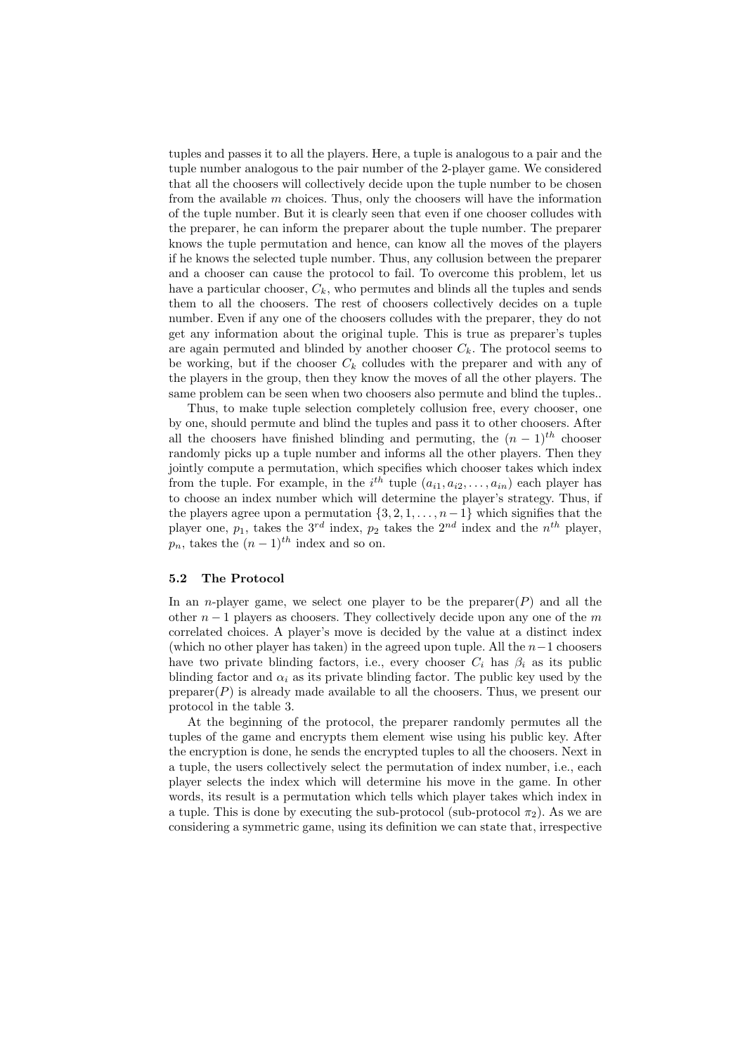tuples and passes it to all the players. Here, a tuple is analogous to a pair and the tuple number analogous to the pair number of the 2-player game. We considered that all the choosers will collectively decide upon the tuple number to be chosen from the available $m$ choices. Thus, only the choosers will have the information of the tuple number. But it is clearly seen that even if one chooser colludes with the preparer, he can inform the preparer about the tuple number. The preparer knows the tuple permutation and hence, can know all the moves of the players if he knows the selected tuple number. Thus, any collusion between the preparer and a chooser can cause the protocol to fail. To overcome this problem, let us have a particular chooser, $C_k$, who permutes and blinds all the tuples and sends them to all the choosers. The rest of choosers collectively decides on a tuple number. Even if any one of the choosers colludes with the preparer, they do not get any information about the original tuple. This is true as preparer's tuples are again permuted and blinded by another chooser $C_k$. The protocol seems to be working, but if the chooser $C_k$ colludes with the preparer and with any of the players in the group, then they know the moves of all the other players. The same problem can be seen when two choosers also permute and blind the tuples..

Thus, to make tuple selection completely collusion free, every chooser, one by one, should permute and blind the tuples and pass it to other choosers. After all the choosers have finished blinding and permuting, the $(n-1)^{th}$ chooser randomly picks up a tuple number and informs all the other players. Then they jointly compute a permutation, which specifies which chooser takes which index from the tuple. For example, in the $i^{th}$ tuple $(a_{i1}, a_{i2}, \ldots, a_{in})$ each player has to choose an index number which will determine the player's strategy. Thus, if the players agree upon a permutation $\{3, 2, 1, \ldots, n-1\}$ which signifies that the player one, $p_1$, takes the $3^{rd}$ index, $p_2$ takes the $2^{nd}$ index and the $n^{th}$ player, $p_n$, takes the $(n-1)^{th}$ index and so on.

### 5.2 The Protocol

In an $n$-player game, we select one player to be the preparer($P$) and all the other $n-1$ players as choosers. They collectively decide upon any one of the $m$ correlated choices. A player's move is decided by the value at a distinct index (which no other player has taken) in the agreed upon tuple. All the $n-1$ choosers have two private blinding factors, i.e., every chooser $C_i$ has $\beta_i$ as its public blinding factor and $\alpha_i$ as its private blinding factor. The public key used by the preparer($P$) is already made available to all the choosers. Thus, we present our protocol in the table 3.

At the beginning of the protocol, the preparer randomly permutes all the tuples of the game and encrypts them element wise using his public key. After the encryption is done, he sends the encrypted tuples to all the choosers. Next in a tuple, the users collectively select the permutation of index number, i.e., each player selects the index which will determine his move in the game. In other words, its result is a permutation which tells which player takes which index in a tuple. This is done by executing the sub-protocol (sub-protocol $\pi_2$). As we are considering a symmetric game, using its definition we can state that, irrespective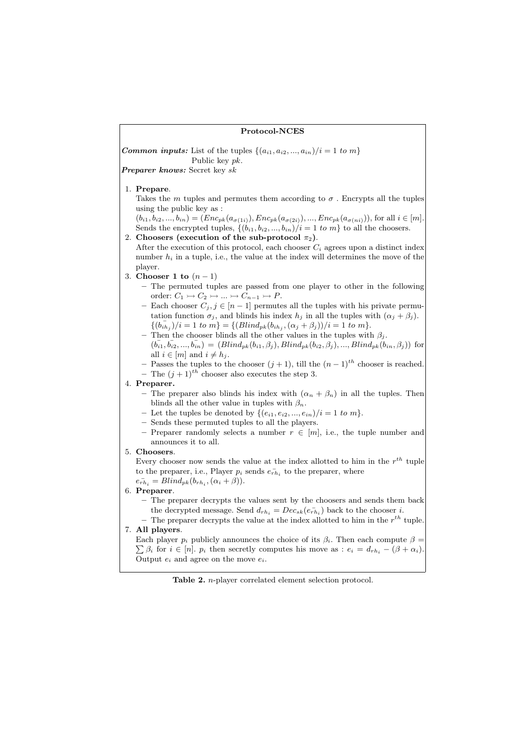**Protocol-NCES**

***Common inputs:*** List of the tuples $\{(a_{i1}, a_{i2}, ..., a_{in})/i = 1 \ to \ m\}$
Public key $pk$.

***Preparer knows:*** Secret key $sk$

1. **Prepare**.
   Takes the $m$ tuples and permutes them according to $\sigma$ . Encrypts all the tuples using the public key as :
   $(b_{i1}, b_{i2}, ..., b_{in}) = (Enc_{pk}(a_{\sigma(1i)}), Enc_{pk}(a_{\sigma(2i)}), ..., Enc_{pk}(a_{\sigma(ni)}))$, for all $i \in [m]$.
   Sends the encrypted tuples, $\{(b_{i1}, b_{i2}, ..., b_{in})/i = 1 \ to \ m\}$ to all the choosers.
2. **Choosers (execution of the sub-protocol $\pi_2$)**.
   After the execution of this protocol, each chooser $C_i$ agrees upon a distinct index number $h_i$ in a tuple, i.e., the value at the index will determines the move of the player.
3. **Chooser 1 to** $(n-1)$
   - The permuted tuples are passed from one player to other in the following order: $C_1 \rightarrowtail C_2 \rightarrowtail ... \rightarrowtail C_{n-1} \rightarrowtail P$.
   - Each chooser $C_j, j \in [n-1]$ permutes all the tuples with his private permutation function $\sigma_j$, and blinds his index $h_j$ in all the tuples with $(\alpha_j + \beta_j)$.
     $\{(\bar{b_{ih_j}})/i = 1 \ to \ m\} = \{(Blind_{pk}(b_{ih_j}, (\alpha_j + \beta_j))/i = 1 \ to \ m\}$.
   - Then the chooser blinds all the other values in the tuples with $\beta_j$.
     $(\bar{b_{i1}}, \bar{b_{i2}}, ..., \bar{b_{in}}) = (Blind_{pk}(b_{i1}, \beta_j), Blind_{pk}(b_{i2}, \beta_j), ..., Blind_{pk}(b_{in}, \beta_j))$ for all $i \in [m]$ and $i \neq h_j$.
   - Passes the tuples to the chooser $(j+1)$, till the $(n-1)^{th}$ chooser is reached.
   - The $(j+1)^{th}$ chooser also executes the step 3.
4. **Preparer.**
   - The preparer also blinds his index with $(\alpha_n + \beta_n)$ in all the tuples. Then blinds all the other value in tuples with $\beta_n$.
   - Let the tuples be denoted by $\{(e_{i1}, e_{i2}, ..., e_{in})/i = 1 \ to \ m\}$.
   - Sends these permuted tuples to all the players.
   - Preparer randomly selects a number $r \in [m]$, i.e., the tuple number and announces it to all.
5. **Choosers**.
   Every chooser now sends the value at the index allotted to him in the $r^{th}$ tuple to the preparer, i.e., Player $p_i$ sends $\bar{e_{rh_i}}$ to the preparer, where
   $\bar{e_{rh_i}} = Blind_{pk}(b_{rh_i}, (\alpha_i + \beta))$.
6. **Preparer**.
   - The preparer decrypts the values sent by the choosers and sends them back the decrypted message. Send $d_{rh_i} = Dec_{sk}(\bar{e_{rh_i}})$ back to the chooser $i$.
   - The preparer decrypts the value at the index allotted to him in the $r^{th}$ tuple.
7. **All players**.
   Each player $p_i$ publicly announces the choice of its $\beta_i$. Then each compute $\beta = \sum \beta_i$ for $i \in [n]$. $p_i$ then secretly computes his move as : $e_i = d_{rh_i} - (\beta + \alpha_i)$. Output $e_i$ and agree on the move $e_i$.

**Table 2.** $n$-player correlated element selection protocol.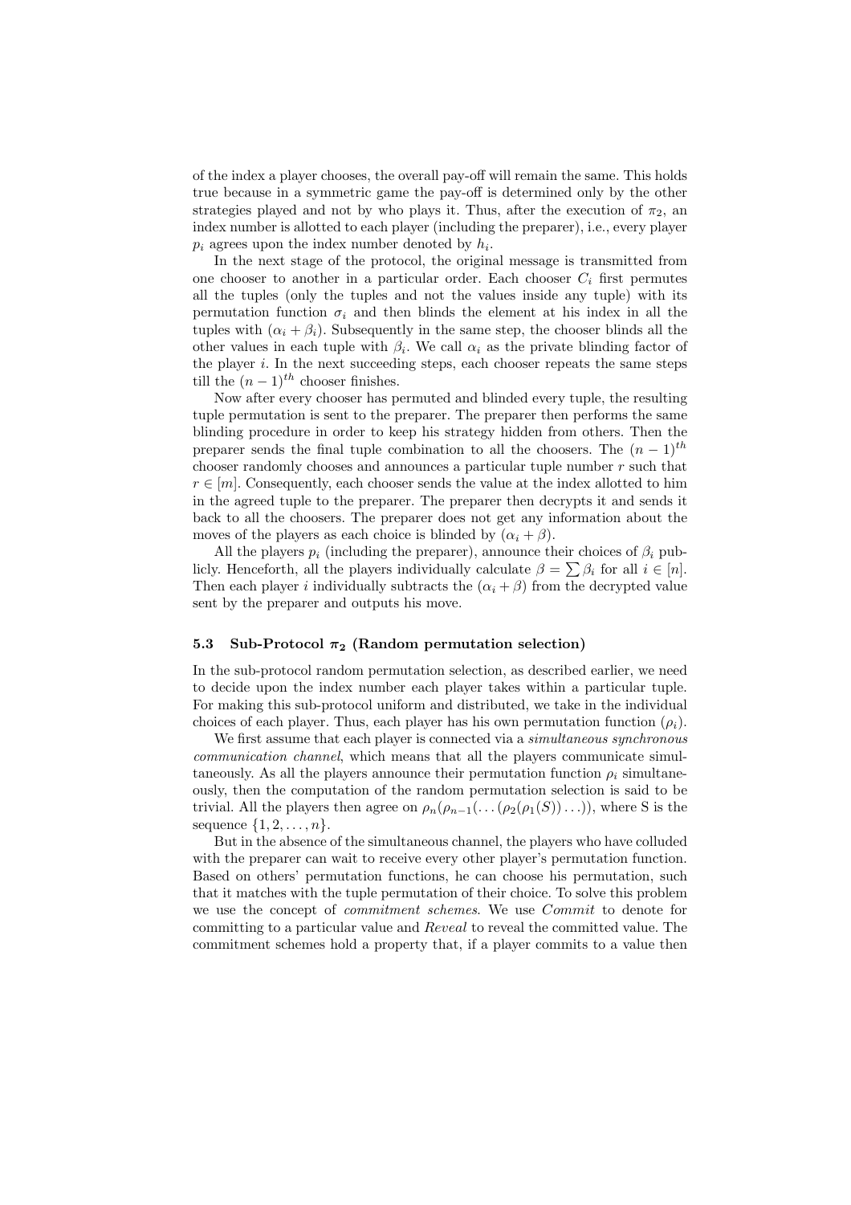of the index a player chooses, the overall pay-off will remain the same. This holds true because in a symmetric game the pay-off is determined only by the other strategies played and not by who plays it. Thus, after the execution of $\pi_2$, an index number is allotted to each player (including the preparer), i.e., every player $p_i$ agrees upon the index number denoted by $h_i$.

In the next stage of the protocol, the original message is transmitted from one chooser to another in a particular order. Each chooser $C_i$ first permutes all the tuples (only the tuples and not the values inside any tuple) with its permutation function $\sigma_i$ and then blinds the element at his index in all the tuples with $(\alpha_i + \beta_i)$. Subsequently in the same step, the chooser blinds all the other values in each tuple with $\beta_i$. We call $\alpha_i$ as the private blinding factor of the player $i$. In the next succeeding steps, each chooser repeats the same steps till the $(n-1)^{th}$ chooser finishes.

Now after every chooser has permuted and blinded every tuple, the resulting tuple permutation is sent to the preparer. The preparer then performs the same blinding procedure in order to keep his strategy hidden from others. Then the preparer sends the final tuple combination to all the choosers. The $(n-1)^{th}$ chooser randomly chooses and announces a particular tuple number $r$ such that $r \in [m]$. Consequently, each chooser sends the value at the index allotted to him in the agreed tuple to the preparer. The preparer then decrypts it and sends it back to all the choosers. The preparer does not get any information about the moves of the players as each choice is blinded by $(\alpha_i + \beta)$.

All the players $p_i$ (including the preparer), announce their choices of $\beta_i$ publicly. Henceforth, all the players individually calculate $\beta = \sum \beta_i$ for all $i \in [n]$. Then each player $i$ individually subtracts the $(\alpha_i + \beta)$ from the decrypted value sent by the preparer and outputs his move.

### 5.3 Sub-Protocol $\pi_2$ (Random permutation selection)

In the sub-protocol random permutation selection, as described earlier, we need to decide upon the index number each player takes within a particular tuple. For making this sub-protocol uniform and distributed, we take in the individual choices of each player. Thus, each player has his own permutation function $(\rho_i)$.

We first assume that each player is connected via a *simultaneous synchronous communication channel*, which means that all the players communicate simultaneously. As all the players announce their permutation function $\rho_i$ simultaneously, then the computation of the random permutation selection is said to be trivial. All the players then agree on $\rho_n(\rho_{n-1}(\ldots(\rho_2(\rho_1(S))\ldots))$, where S is the sequence $\{1, 2, \ldots, n\}$.

But in the absence of the simultaneous channel, the players who have colluded with the preparer can wait to receive every other player's permutation function. Based on others' permutation functions, he can choose his permutation, such that it matches with the tuple permutation of their choice. To solve this problem we use the concept of *commitment schemes*. We use *Commit* to denote for committing to a particular value and *Reveal* to reveal the committed value. The commitment schemes hold a property that, if a player commits to a value then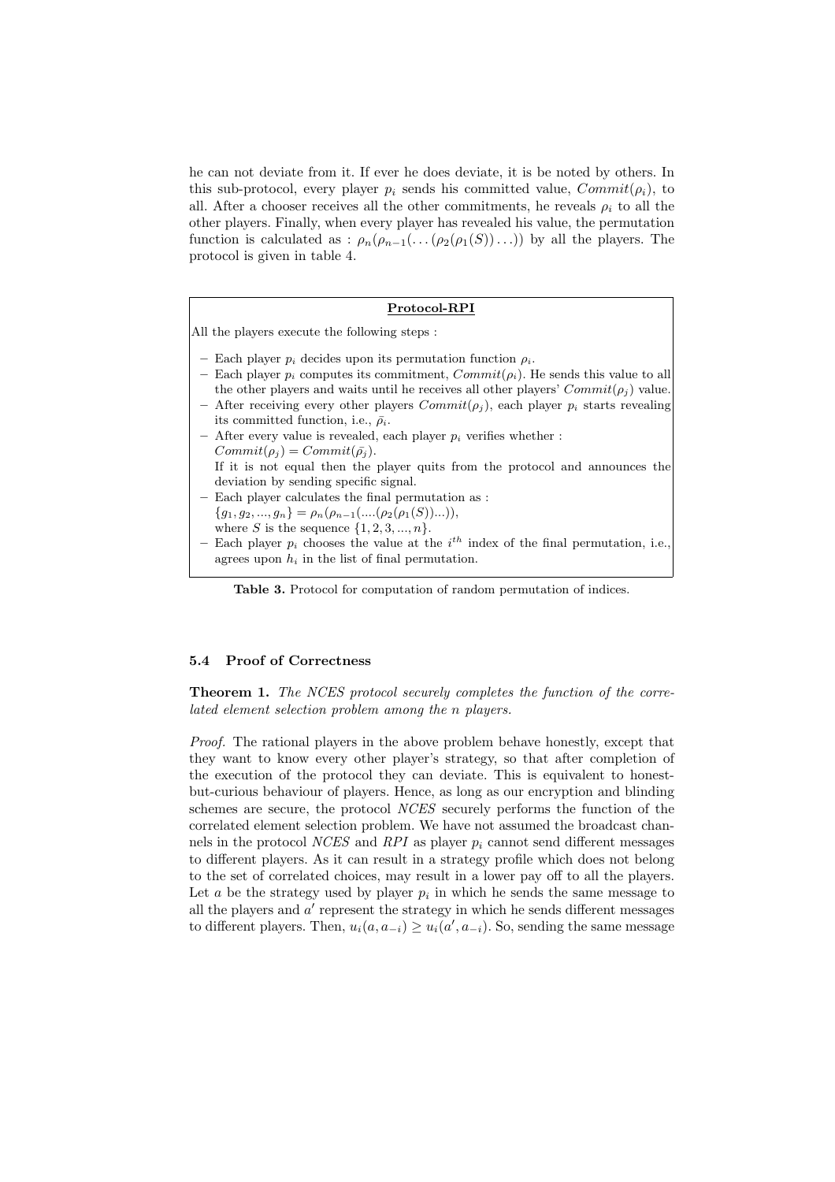he can not deviate from it. If ever he does deviate, it is be noted by others. In this sub-protocol, every player $p_i$ sends his committed value, $Commit(\rho_i)$, to all. After a chooser receives all the other commitments, he reveals $\rho_i$ to all the other players. Finally, when every player has revealed his value, the permutation function is calculated as : $\rho_n(\rho_{n-1}(\ldots(\rho_2(\rho_1(S))\ldots))$ by all the players. The protocol is given in table 4.

**Protocol-RPI**

All the players execute the following steps :

- Each player $p_i$ decides upon its permutation function $\rho_i$.
- Each player $p_i$ computes its commitment, $Commit(\rho_i)$. He sends this value to all the other players and waits until he receives all other players' $Commit(\rho_j)$ value.
- After receiving every other players $Commit(\rho_j)$, each player $p_i$ starts revealing its committed function, i.e., $\bar{\rho_i}$.
- After every value is revealed, each player $p_i$ verifies whether :
  $Commit(\rho_j) = Commit(\bar{\rho_j})$.
  If it is not equal then the player quits from the protocol and announces the deviation by sending specific signal.
- Each player calculates the final permutation as :
  $\{g_1, g_2, ..., g_n\} = \rho_n(\rho_{n-1}(....(\rho_2(\rho_1(S))...))$,
  where $S$ is the sequence $\{1, 2, 3, ..., n\}$.
- Each player $p_i$ chooses the value at the $i^{th}$ index of the final permutation, i.e., agrees upon $h_i$ in the list of final permutation.

**Table 3.** Protocol for computation of random permutation of indices.

### 5.4 Proof of Correctness

**Theorem 1.** *The NCES protocol securely completes the function of the correlated element selection problem among the n players.*

*Proof.* The rational players in the above problem behave honestly, except that they want to know every other player's strategy, so that after completion of the execution of the protocol they can deviate. This is equivalent to honest-but-curious behaviour of players. Hence, as long as our encryption and blinding schemes are secure, the protocol *NCES* securely performs the function of the correlated element selection problem. We have not assumed the broadcast channels in the protocol *NCES* and *RPI* as player $p_i$ cannot send different messages to different players. As it can result in a strategy profile which does not belong to the set of correlated choices, may result in a lower pay off to all the players. Let $a$ be the strategy used by player $p_i$ in which he sends the same message to all the players and $a'$ represent the strategy in which he sends different messages to different players. Then, $u_i(a, a_{-i}) \geq u_i(a', a_{-i})$. So, sending the same message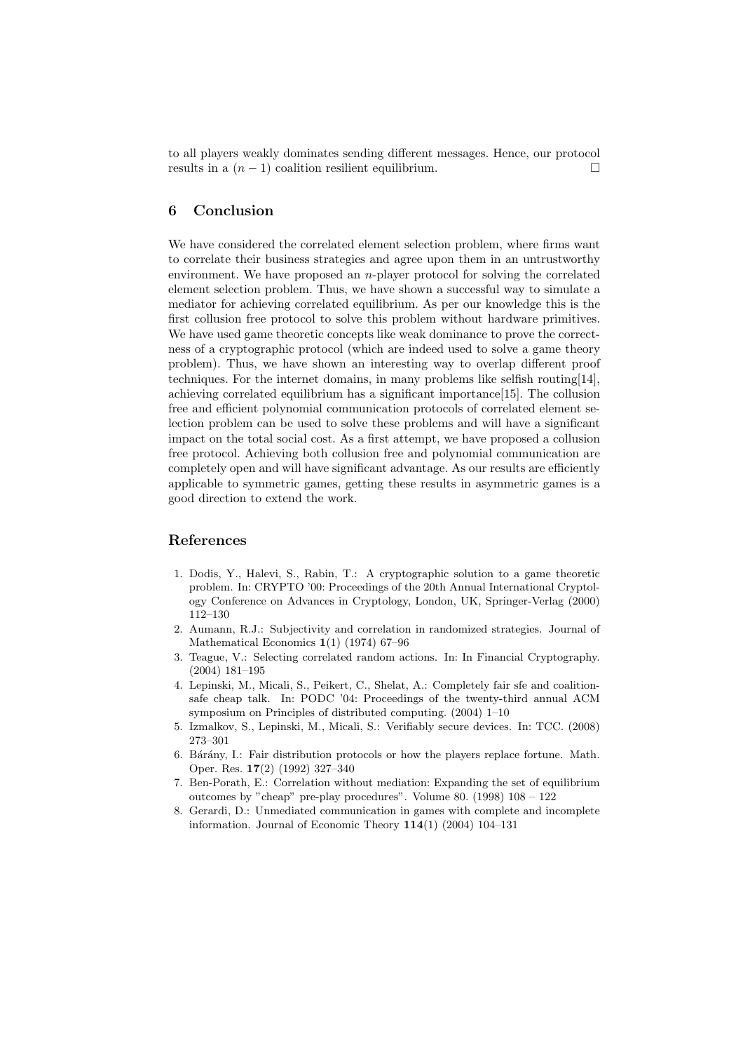to all players weakly dominates sending different messages. Hence, our protocol results in a $(n-1)$ coalition resilient equilibrium. □

## 6 Conclusion

We have considered the correlated element selection problem, where firms want to correlate their business strategies and agree upon them in an untrustworthy environment. We have proposed an $n$-player protocol for solving the correlated element selection problem. Thus, we have shown a successful way to simulate a mediator for achieving correlated equilibrium. As per our knowledge this is the first collusion free protocol to solve this problem without hardware primitives. We have used game theoretic concepts like weak dominance to prove the correctness of a cryptographic protocol (which are indeed used to solve a game theory problem). Thus, we have shown an interesting way to overlap different proof techniques. For the internet domains, in many problems like selfish routing[14], achieving correlated equilibrium has a significant importance[15]. The collusion free and efficient polynomial communication protocols of correlated element selection problem can be used to solve these problems and will have a significant impact on the total social cost. As a first attempt, we have proposed a collusion free protocol. Achieving both collusion free and polynomial communication are completely open and will have significant advantage. As our results are efficiently applicable to symmetric games, getting these results in asymmetric games is a good direction to extend the work.

## References

1. Dodis, Y., Halevi, S., Rabin, T.: A cryptographic solution to a game theoretic problem. In: CRYPTO '00: Proceedings of the 20th Annual International Cryptology Conference on Advances in Cryptology, London, UK, Springer-Verlag (2000) 112–130
2. Aumann, R.J.: Subjectivity and correlation in randomized strategies. Journal of Mathematical Economics **1**(1) (1974) 67–96
3. Teague, V.: Selecting correlated random actions. In: In Financial Cryptography. (2004) 181–195
4. Lepinski, M., Micali, S., Peikert, C., Shelat, A.: Completely fair sfe and coalition-safe cheap talk. In: PODC '04: Proceedings of the twenty-third annual ACM symposium on Principles of distributed computing. (2004) 1–10
5. Izmalkov, S., Lepinski, M., Micali, S.: Verifiably secure devices. In: TCC. (2008) 273–301
6. Bárány, I.: Fair distribution protocols or how the players replace fortune. Math. Oper. Res. **17**(2) (1992) 327–340
7. Ben-Porath, E.: Correlation without mediation: Expanding the set of equilibrium outcomes by "cheap" pre-play procedures". Volume 80. (1998) 108 – 122
8. Gerardi, D.: Unmediated communication in games with complete and incomplete information. Journal of Economic Theory **114**(1) (2004) 104–131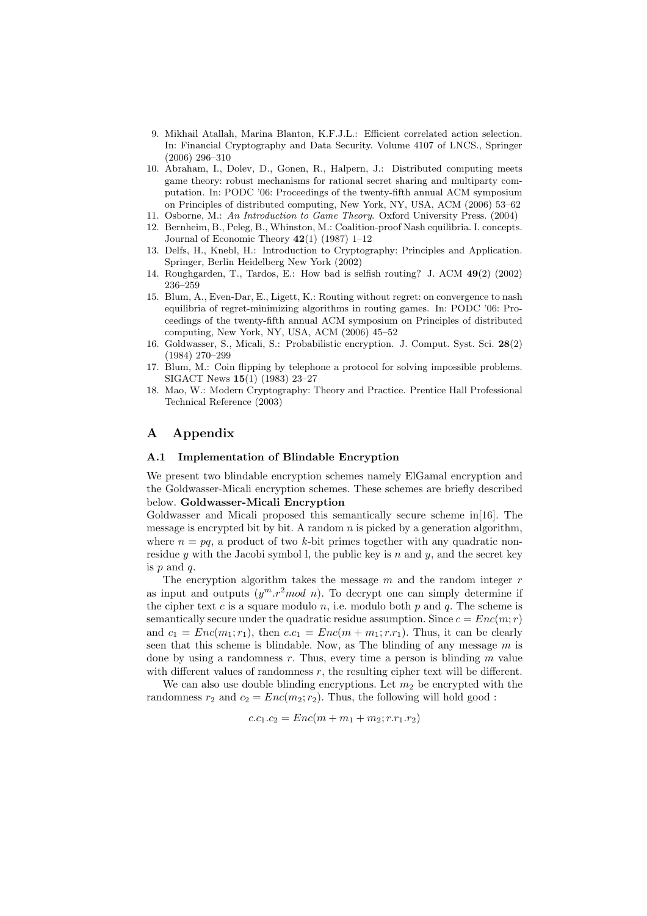9. Mikhail Atallah, Marina Blanton, K.F.J.L.: Efficient correlated action selection. In: Financial Cryptography and Data Security. Volume 4107 of LNCS., Springer (2006) 296–310
10. Abraham, I., Dolev, D., Gonen, R., Halpern, J.: Distributed computing meets game theory: robust mechanisms for rational secret sharing and multiparty computation. In: PODC '06: Proceedings of the twenty-fifth annual ACM symposium on Principles of distributed computing, New York, NY, USA, ACM (2006) 53–62
11. Osborne, M.: *An Introduction to Game Theory.* Oxford University Press. (2004)
12. Bernheim, B., Peleg, B., Whinston, M.: Coalition-proof Nash equilibria. I. concepts. Journal of Economic Theory **42**(1) (1987) 1–12
13. Delfs, H., Knebl, H.: Introduction to Cryptography: Principles and Application. Springer, Berlin Heidelberg New York (2002)
14. Roughgarden, T., Tardos, E.: How bad is selfish routing? J. ACM **49**(2) (2002) 236–259
15. Blum, A., Even-Dar, E., Ligett, K.: Routing without regret: on convergence to nash equilibria of regret-minimizing algorithms in routing games. In: PODC '06: Proceedings of the twenty-fifth annual ACM symposium on Principles of distributed computing, New York, NY, USA, ACM (2006) 45–52
16. Goldwasser, S., Micali, S.: Probabilistic encryption. J. Comput. Syst. Sci. **28**(2) (1984) 270–299
17. Blum, M.: Coin flipping by telephone a protocol for solving impossible problems. SIGACT News **15**(1) (1983) 23–27
18. Mao, W.: Modern Cryptography: Theory and Practice. Prentice Hall Professional Technical Reference (2003)

## A Appendix

### A.1 Implementation of Blindable Encryption

We present two blindable encryption schemes namely ElGamal encryption and the Goldwasser-Micali encryption schemes. These schemes are briefly described below. **Goldwasser-Micali Encryption**

Goldwasser and Micali proposed this semantically secure scheme in[16]. The message is encrypted bit by bit. A random $n$ is picked by a generation algorithm, where $n = pq$, a product of two $k$-bit primes together with any quadratic non-residue $y$ with the Jacobi symbol l, the public key is $n$ and $y$, and the secret key is $p$ and $q$.

The encryption algorithm takes the message $m$ and the random integer $r$ as input and outputs $(y^m.r^2 mod\ n)$. To decrypt one can simply determine if the cipher text $c$ is a square modulo $n$, i.e. modulo both $p$ and $q$. The scheme is semantically secure under the quadratic residue assumption. Since $c = Enc(m; r)$ and $c_1 = Enc(m_1; r_1)$, then $c.c_1 = Enc(m + m_1; r.r_1)$. Thus, it can be clearly seen that this scheme is blindable. Now, as The blinding of any message $m$ is done by using a randomness $r$. Thus, every time a person is blinding $m$ value with different values of randomness $r$, the resulting cipher text will be different.

We can also use double blinding encryptions. Let $m_2$ be encrypted with the randomness $r_2$ and $c_2 = Enc(m_2; r_2)$. Thus, the following will hold good :

$$c.c_1.c_2 = Enc(m + m_1 + m_2; r.r_1.r_2)$$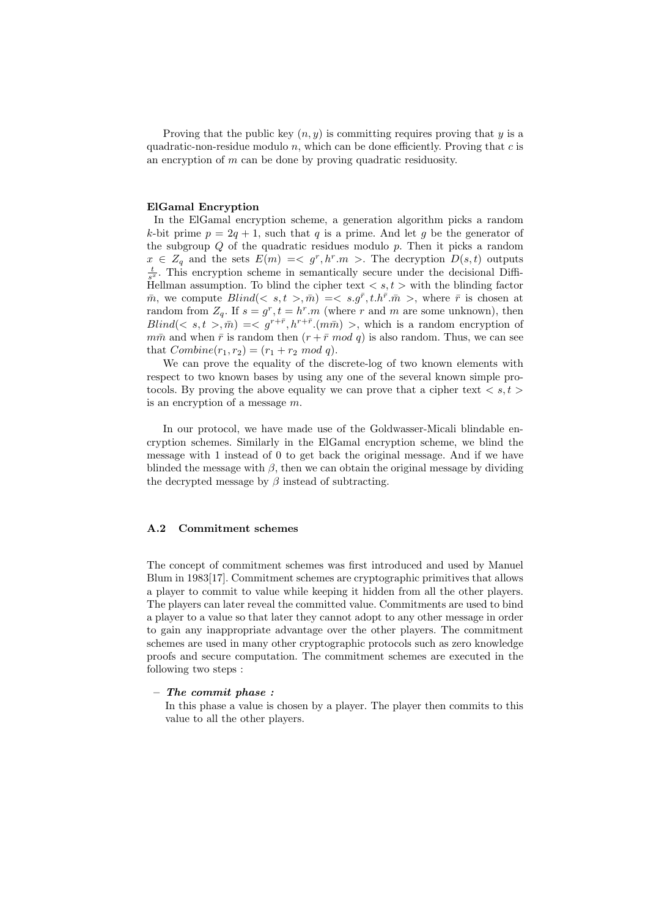Proving that the public key $(n, y)$ is committing requires proving that $y$ is a quadratic-non-residue modulo $n$, which can be done efficiently. Proving that $c$ is an encryption of $m$ can be done by proving quadratic residuosity.

**ElGamal Encryption**

In the ElGamal encryption scheme, a generation algorithm picks a random $k$-bit prime $p = 2q + 1$, such that $q$ is a prime. And let $g$ be the generator of the subgroup $Q$ of the quadratic residues modulo $p$. Then it picks a random $x \in Z_q$ and the sets $E(m) =< g^r, h^r.m >$. The decryption $D(s,t)$ outputs $\frac{t}{s^x}$. This encryption scheme in semantically secure under the decisional Diffi-Hellman assumption. To blind the cipher text $< s, t >$ with the blinding factor $\bar{m}$, we compute $Blind(< s,t >, \bar{m}) =< s.g^{\bar{r}}, t.h^{\bar{r}}.\bar{m} >$, where $\bar{r}$ is chosen at random from $Z_q$. If $s = g^r, t = h^r.m$ (where $r$ and $m$ are some unknown), then $Blind(< s,t >, \bar{m}) =< g^{r+\bar{r}}, h^{r+\bar{r}}.(m\bar{m}) >$, which is a random encryption of $m\bar{m}$ and when $\bar{r}$ is random then $(r + \bar{r} \ mod \ q)$ is also random. Thus, we can see that $Combine(r_1, r_2) = (r_1 + r_2 \ mod \ q)$.

We can prove the equality of the discrete-log of two known elements with respect to two known bases by using any one of the several known simple protocols. By proving the above equality we can prove that a cipher text $< s, t >$ is an encryption of a message $m$.

In our protocol, we have made use of the Goldwasser-Micali blindable encryption schemes. Similarly in the ElGamal encryption scheme, we blind the message with 1 instead of 0 to get back the original message. And if we have blinded the message with $\beta$, then we can obtain the original message by dividing the decrypted message by $\beta$ instead of subtracting.

### A.2 Commitment schemes

The concept of commitment schemes was first introduced and used by Manuel Blum in 1983[17]. Commitment schemes are cryptographic primitives that allows a player to commit to value while keeping it hidden from all the other players. The players can later reveal the committed value. Commitments are used to bind a player to a value so that later they cannot adopt to any other message in order to gain any inappropriate advantage over the other players. The commitment schemes are used in many other cryptographic protocols such as zero knowledge proofs and secure computation. The commitment schemes are executed in the following two steps :

– ***The commit phase :***
  In this phase a value is chosen by a player. The player then commits to this value to all the other players.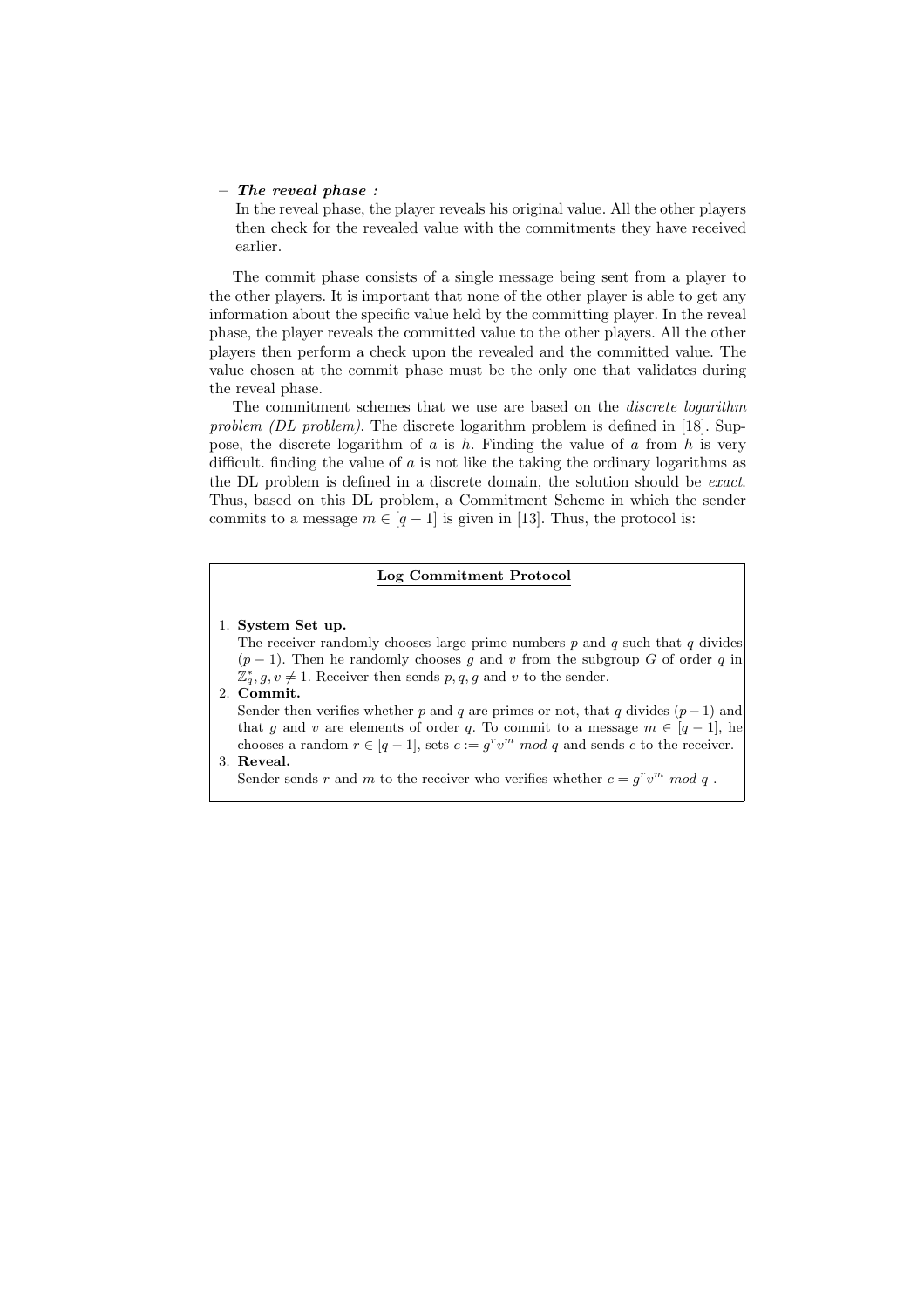– ***The reveal phase :***
  In the reveal phase, the player reveals his original value. All the other players then check for the revealed value with the commitments they have received earlier.

The commit phase consists of a single message being sent from a player to the other players. It is important that none of the other player is able to get any information about the specific value held by the committing player. In the reveal phase, the player reveals the committed value to the other players. All the other players then perform a check upon the revealed and the committed value. The value chosen at the commit phase must be the only one that validates during the reveal phase.

The commitment schemes that we use are based on the *discrete logarithm problem (DL problem)*. The discrete logarithm problem is defined in [18]. Suppose, the discrete logarithm of $a$ is $h$. Finding the value of $a$ from $h$ is very difficult. finding the value of $a$ is not like the taking the ordinary logarithms as the DL problem is defined in a discrete domain, the solution should be *exact*. Thus, based on this DL problem, a Commitment Scheme in which the sender commits to a message $m \in [q-1]$ is given in [13]. Thus, the protocol is:

**Log Commitment Protocol**

1. **System Set up.**
   The receiver randomly chooses large prime numbers $p$ and $q$ such that $q$ divides $(p-1)$. Then he randomly chooses $g$ and $v$ from the subgroup $G$ of order $q$ in $\mathbb{Z}_q^*, g, v \neq 1$. Receiver then sends $p, q, g$ and $v$ to the sender.
2. **Commit.**
   Sender then verifies whether $p$ and $q$ are primes or not, that $q$ divides $(p-1)$ and that $g$ and $v$ are elements of order $q$. To commit to a message $m \in [q-1]$, he chooses a random $r \in [q-1]$, sets $c := g^r v^m \ mod \ q$ and sends $c$ to the receiver.
3. **Reveal.**
   Sender sends $r$ and $m$ to the receiver who verifies whether $c = g^r v^m \ mod \ q$ .